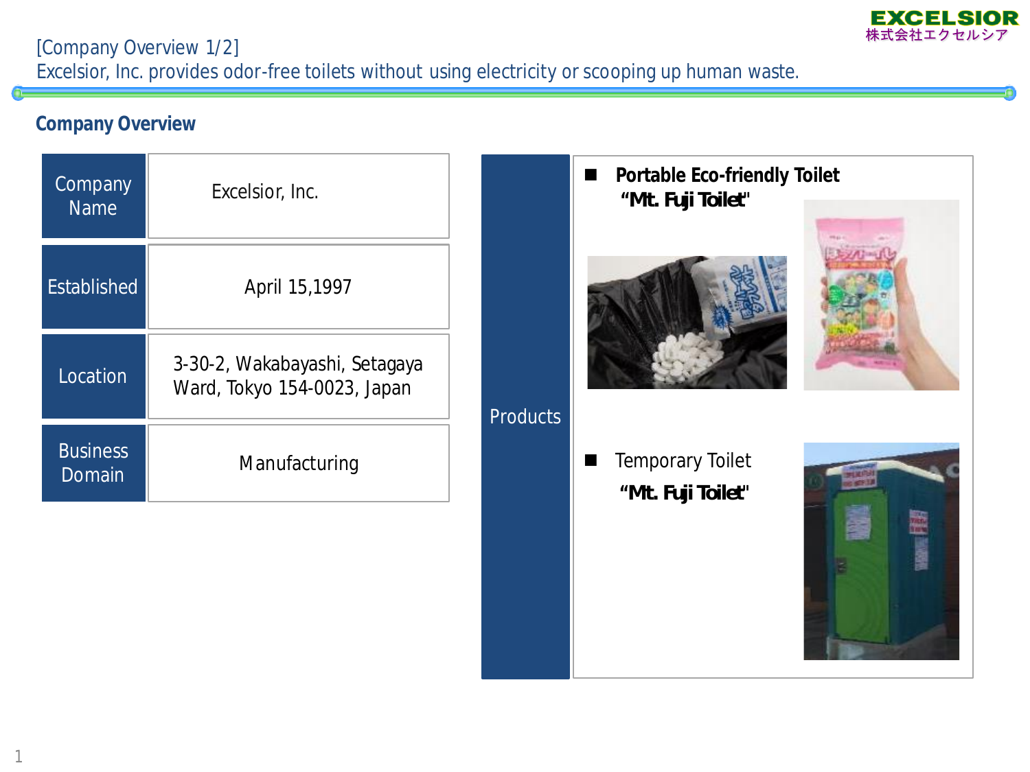EXCELSIOR
株式会社エクセルシア

[Company Overview 1/2]

Excelsior, Inc. provides odor-free toilets without using electricity or scooping up human waste.

## Company Overview

| | |
|---|---|
| Company Name | Excelsior, Inc. |
| Established | April 15,1997 |
| Location | 3-30-2, Wakabayashi, Setagaya Ward, Tokyo 154-0023, Japan |
| Business Domain | Manufacturing |

**Products**

- **Portable Eco-friendly Toilet "Mt. Fuji Toilet"**
- Temporary Toilet **"Mt. Fuji Toilet"**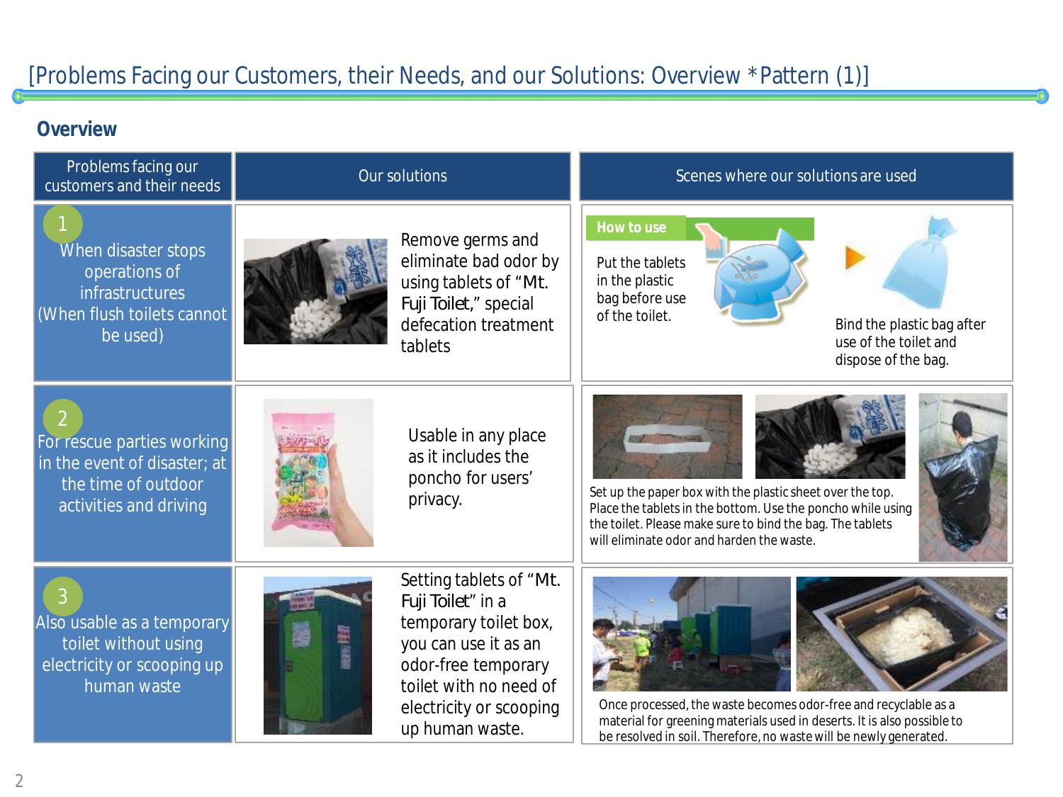# [Problems Facing our Customers, their Needs, and our Solutions: Overview *Pattern (1)]

## Overview

| Problems facing our customers and their needs | Our solutions | Scenes where our solutions are used |
|---|---|---|
| 1 When disaster stops operations of infrastructures (When flush toilets cannot be used) | Remove germs and eliminate bad odor by using tablets of "Mt. Fuji Toilet," special defecation treatment tablets | **How to use** Put the tablets in the plastic bag before use of the toilet. Bind the plastic bag after use of the toilet and dispose of the bag. |
| 2 For rescue parties working in the event of disaster; at the time of outdoor activities and driving | Usable in any place as it includes the poncho for users' privacy. | Set up the paper box with the plastic sheet over the top. Place the tablets in the bottom. Use the poncho while using the toilet. Please make sure to bind the bag. The tablets will eliminate odor and harden the waste. |
| 3 Also usable as a temporary toilet without using electricity or scooping up human waste | Setting tablets of "Mt. Fuji Toilet" in a temporary toilet box, you can use it as an odor-free temporary toilet with no need of electricity or scooping up human waste. | Once processed, the waste becomes odor-free and recyclable as a material for greening materials used in deserts. It is also possible to be resolved in soil. Therefore, no waste will be newly generated. |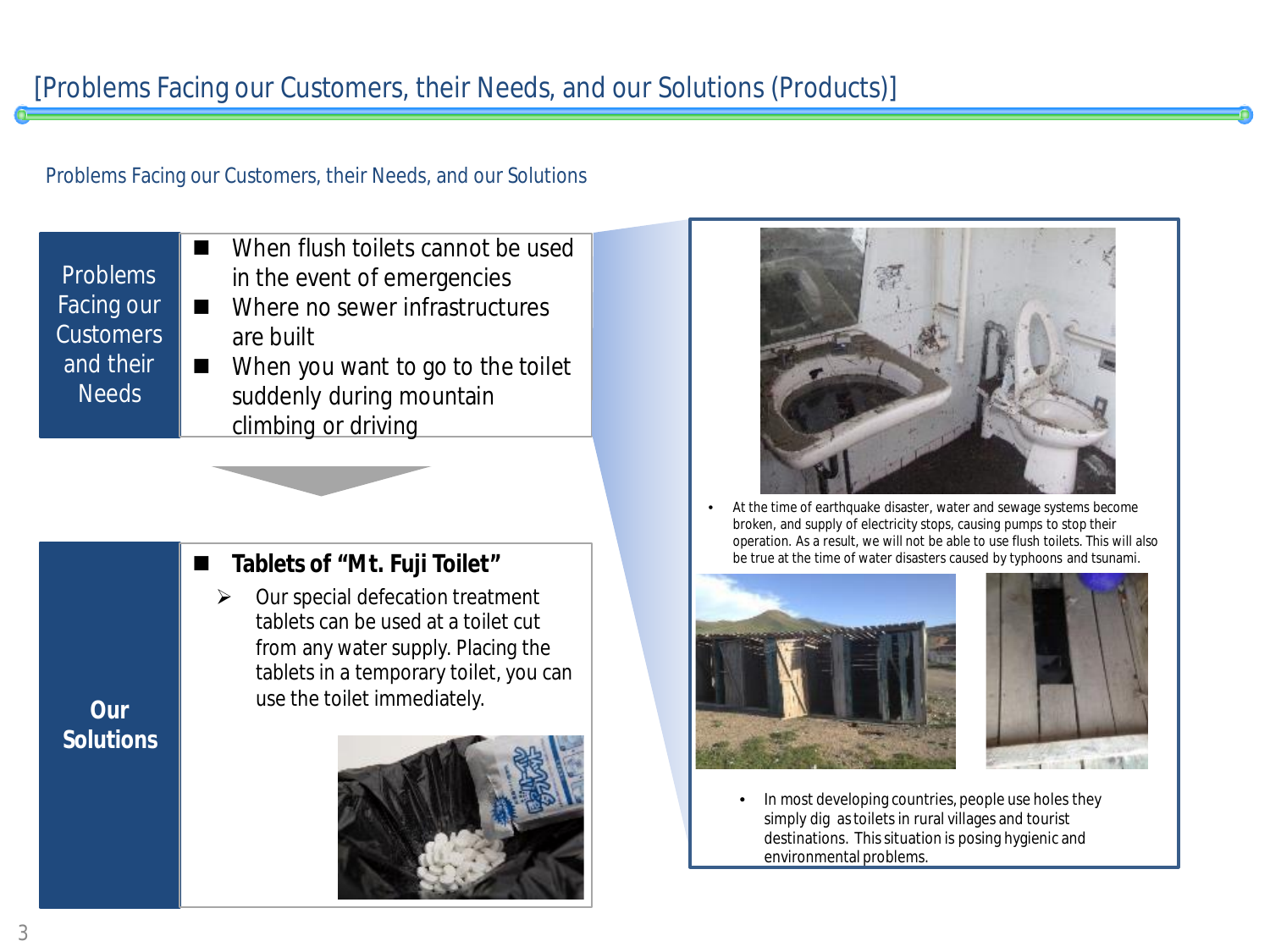# [Problems Facing our Customers, their Needs, and our Solutions (Products)]

Problems Facing our Customers, their Needs, and our Solutions

## Problems Facing our Customers and their Needs

- When flush toilets cannot be used in the event of emergencies
- Where no sewer infrastructures are built
- When you want to go to the toilet suddenly during mountain climbing or driving

## Our Solutions

- **Tablets of "Mt. Fuji Toilet"**
  - Our special defecation treatment tablets can be used at a toilet cut from any water supply. Placing the tablets in a temporary toilet, you can use the toilet immediately.

---

- At the time of earthquake disaster, water and sewage systems become broken, and supply of electricity stops, causing pumps to stop their operation. As a result, we will not be able to use flush toilets. This will also be true at the time of water disasters caused by typhoons and tsunami.

- In most developing countries, people use holes they simply dig as toilets in rural villages and tourist destinations. This situation is posing hygienic and environmental problems.